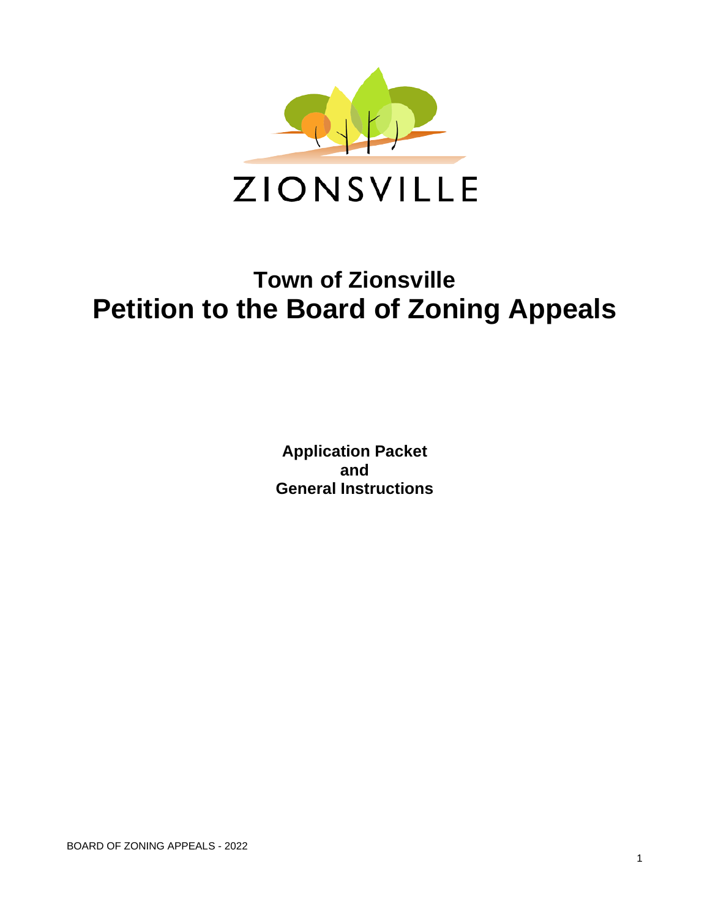ZIONSVILLE

# Town of Zionsville
# Petition to the Board of Zoning Appeals

**Application Packet**
**and**
**General Instructions**

BOARD OF ZONING APPEALS - 2022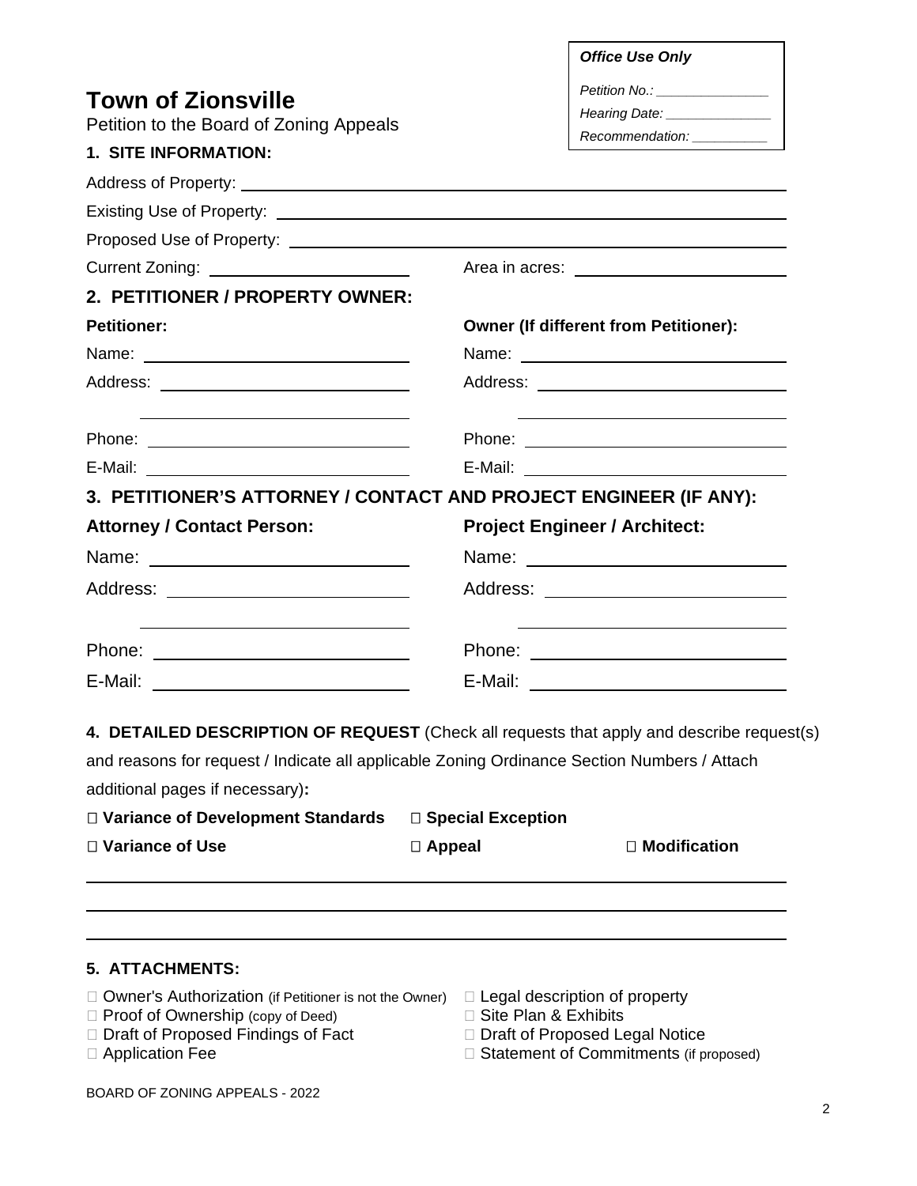**Office Use Only**

*Petition No.: _______________*

*Hearing Date: ______________*

*Recommendation: __________*

# Town of Zionsville

Petition to the Board of Zoning Appeals

## 1. SITE INFORMATION:

Address of Property: ______________________________

Existing Use of Property: ______________________________

Proposed Use of Property: ______________________________

Current Zoning: ______________________ Area in acres: ______________________

## 2. PETITIONER / PROPERTY OWNER:

**Petitioner:**

Name: ______________________

Address: ______________________

______________________

Phone: ______________________

E-Mail: ______________________

**Owner (If different from Petitioner):**

Name: ______________________

Address: ______________________

______________________

Phone: ______________________

E-Mail: ______________________

## 3. PETITIONER'S ATTORNEY / CONTACT AND PROJECT ENGINEER (IF ANY):

**Attorney / Contact Person:**

Name: ______________________

Address: ______________________

______________________

Phone: ______________________

E-Mail: ______________________

**Project Engineer / Architect:**

Name: ______________________

Address: ______________________

______________________

Phone: ______________________

E-Mail: ______________________

**4. DETAILED DESCRIPTION OF REQUEST** (Check all requests that apply and describe request(s) and reasons for request / Indicate all applicable Zoning Ordinance Section Numbers / Attach additional pages if necessary)**:**

☐ **Variance of Development Standards** ☐ **Special Exception**

☐ **Variance of Use** ☐ **Appeal** ☐ **Modification**

______________________________

______________________________

______________________________

## 5. ATTACHMENTS:

- ☐ Owner's Authorization (if Petitioner is not the Owner)
- ☐ Proof of Ownership (copy of Deed)
- ☐ Draft of Proposed Findings of Fact
- ☐ Application Fee
- ☐ Legal description of property
- ☐ Site Plan & Exhibits
- ☐ Draft of Proposed Legal Notice
- ☐ Statement of Commitments (if proposed)

BOARD OF ZONING APPEALS - 2022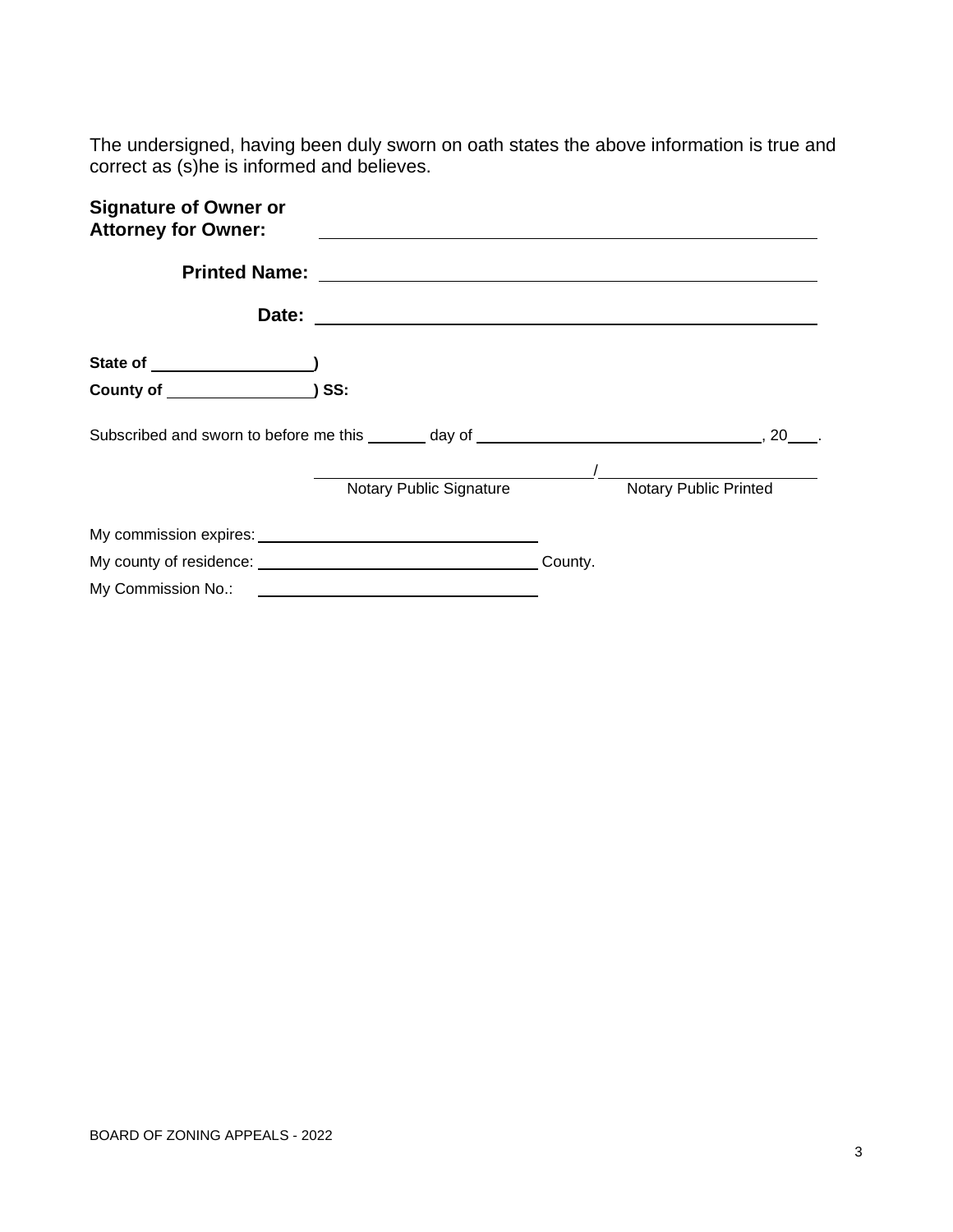The undersigned, having been duly sworn on oath states the above information is true and correct as (s)he is informed and believes.

**Signature of Owner or Attorney for Owner:** ______________________________

**Printed Name:** ______________________________

**Date:** ______________________________

**State of ____________________)**

**County of __________________) SS:**

Subscribed and sworn to before me this _______ day of ______________________________, 20____.

______________________________ / ______________________________

Notary Public Signature / Notary Public Printed

My commission expires: ______________________________

My county of residence: ______________________________ County.

My Commission No.: ______________________________

BOARD OF ZONING APPEALS - 2022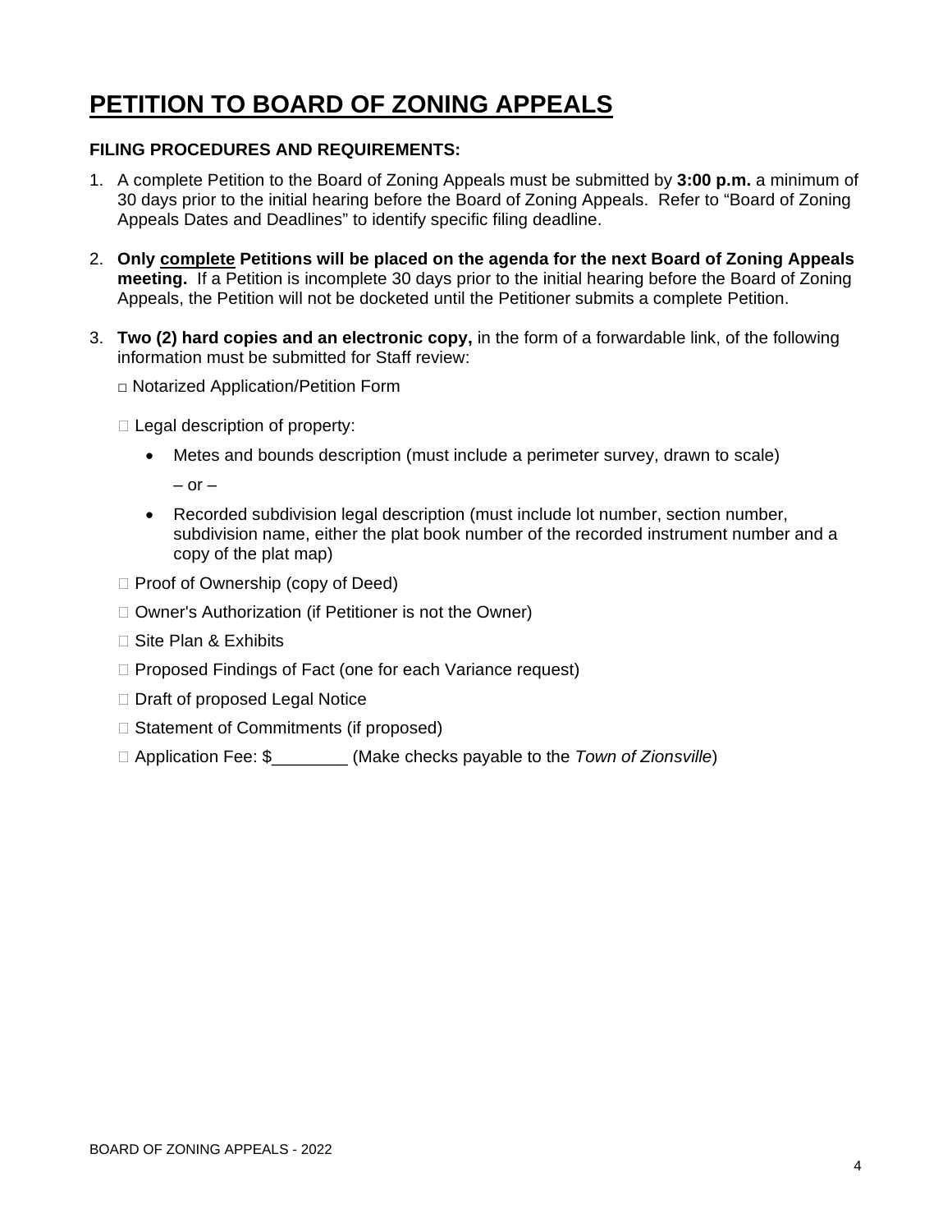# PETITION TO BOARD OF ZONING APPEALS

**FILING PROCEDURES AND REQUIREMENTS:**

1. A complete Petition to the Board of Zoning Appeals must be submitted by **3:00 p.m.** a minimum of 30 days prior to the initial hearing before the Board of Zoning Appeals. Refer to "Board of Zoning Appeals Dates and Deadlines" to identify specific filing deadline.

2. **Only complete Petitions will be placed on the agenda for the next Board of Zoning Appeals meeting.** If a Petition is incomplete 30 days prior to the initial hearing before the Board of Zoning Appeals, the Petition will not be docketed until the Petitioner submits a complete Petition.

3. **Two (2) hard copies and an electronic copy,** in the form of a forwardable link, of the following information must be submitted for Staff review:

   □ Notarized Application/Petition Form

   □ Legal description of property:

   - Metes and bounds description (must include a perimeter survey, drawn to scale)

     – or –

   - Recorded subdivision legal description (must include lot number, section number, subdivision name, either the plat book number of the recorded instrument number and a copy of the plat map)

   □ Proof of Ownership (copy of Deed)

   □ Owner's Authorization (if Petitioner is not the Owner)

   □ Site Plan & Exhibits

   □ Proposed Findings of Fact (one for each Variance request)

   □ Draft of proposed Legal Notice

   □ Statement of Commitments (if proposed)

   □ Application Fee: $________ (Make checks payable to the *Town of Zionsville*)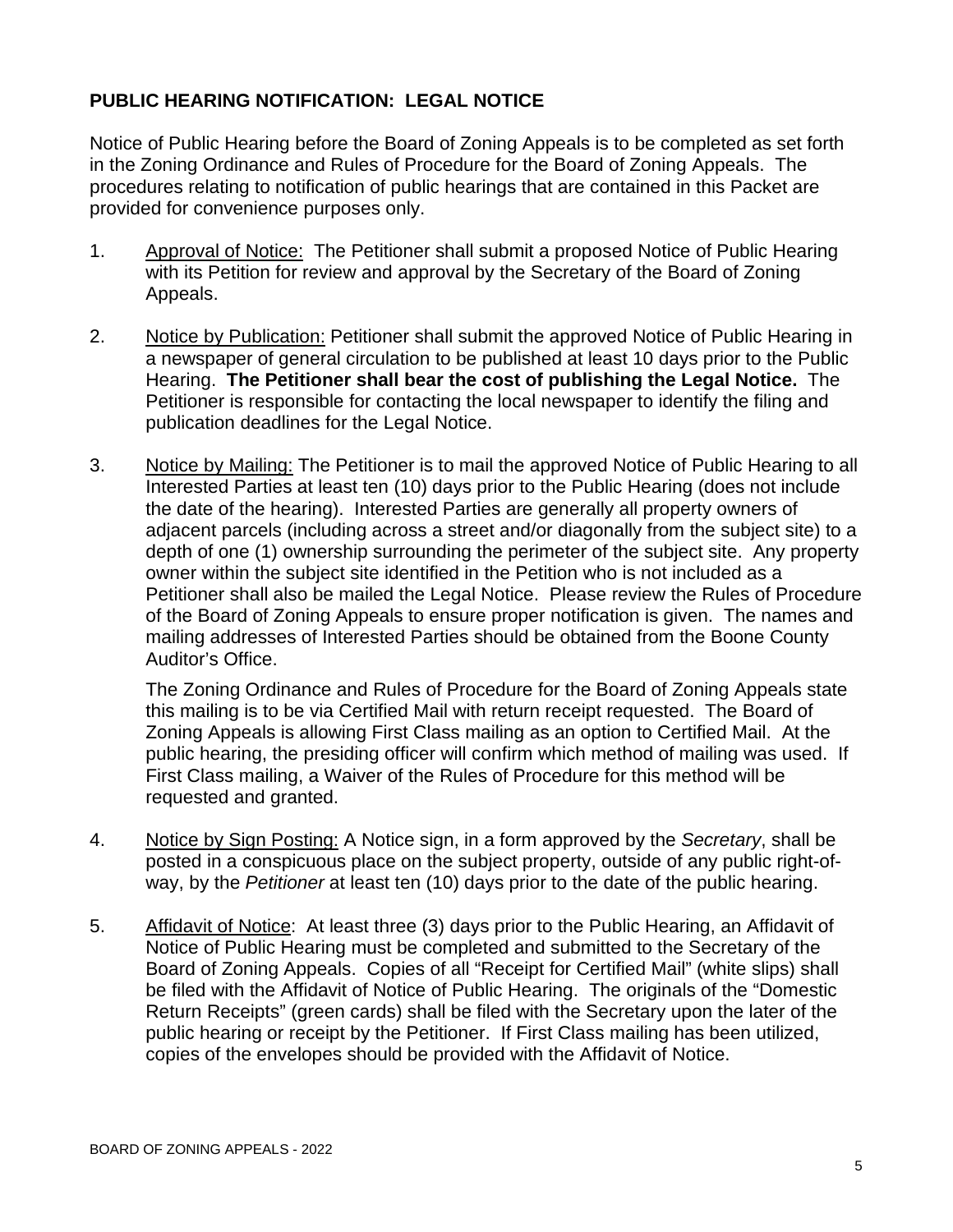## PUBLIC HEARING NOTIFICATION: LEGAL NOTICE

Notice of Public Hearing before the Board of Zoning Appeals is to be completed as set forth in the Zoning Ordinance and Rules of Procedure for the Board of Zoning Appeals. The procedures relating to notification of public hearings that are contained in this Packet are provided for convenience purposes only.

1. Approval of Notice: The Petitioner shall submit a proposed Notice of Public Hearing with its Petition for review and approval by the Secretary of the Board of Zoning Appeals.

2. Notice by Publication: Petitioner shall submit the approved Notice of Public Hearing in a newspaper of general circulation to be published at least 10 days prior to the Public Hearing. **The Petitioner shall bear the cost of publishing the Legal Notice.** The Petitioner is responsible for contacting the local newspaper to identify the filing and publication deadlines for the Legal Notice.

3. Notice by Mailing: The Petitioner is to mail the approved Notice of Public Hearing to all Interested Parties at least ten (10) days prior to the Public Hearing (does not include the date of the hearing). Interested Parties are generally all property owners of adjacent parcels (including across a street and/or diagonally from the subject site) to a depth of one (1) ownership surrounding the perimeter of the subject site. Any property owner within the subject site identified in the Petition who is not included as a Petitioner shall also be mailed the Legal Notice. Please review the Rules of Procedure of the Board of Zoning Appeals to ensure proper notification is given. The names and mailing addresses of Interested Parties should be obtained from the Boone County Auditor's Office.

   The Zoning Ordinance and Rules of Procedure for the Board of Zoning Appeals state this mailing is to be via Certified Mail with return receipt requested. The Board of Zoning Appeals is allowing First Class mailing as an option to Certified Mail. At the public hearing, the presiding officer will confirm which method of mailing was used. If First Class mailing, a Waiver of the Rules of Procedure for this method will be requested and granted.

4. Notice by Sign Posting: A Notice sign, in a form approved by the *Secretary*, shall be posted in a conspicuous place on the subject property, outside of any public right-of-way, by the *Petitioner* at least ten (10) days prior to the date of the public hearing.

5. Affidavit of Notice: At least three (3) days prior to the Public Hearing, an Affidavit of Notice of Public Hearing must be completed and submitted to the Secretary of the Board of Zoning Appeals. Copies of all "Receipt for Certified Mail" (white slips) shall be filed with the Affidavit of Notice of Public Hearing. The originals of the "Domestic Return Receipts" (green cards) shall be filed with the Secretary upon the later of the public hearing or receipt by the Petitioner. If First Class mailing has been utilized, copies of the envelopes should be provided with the Affidavit of Notice.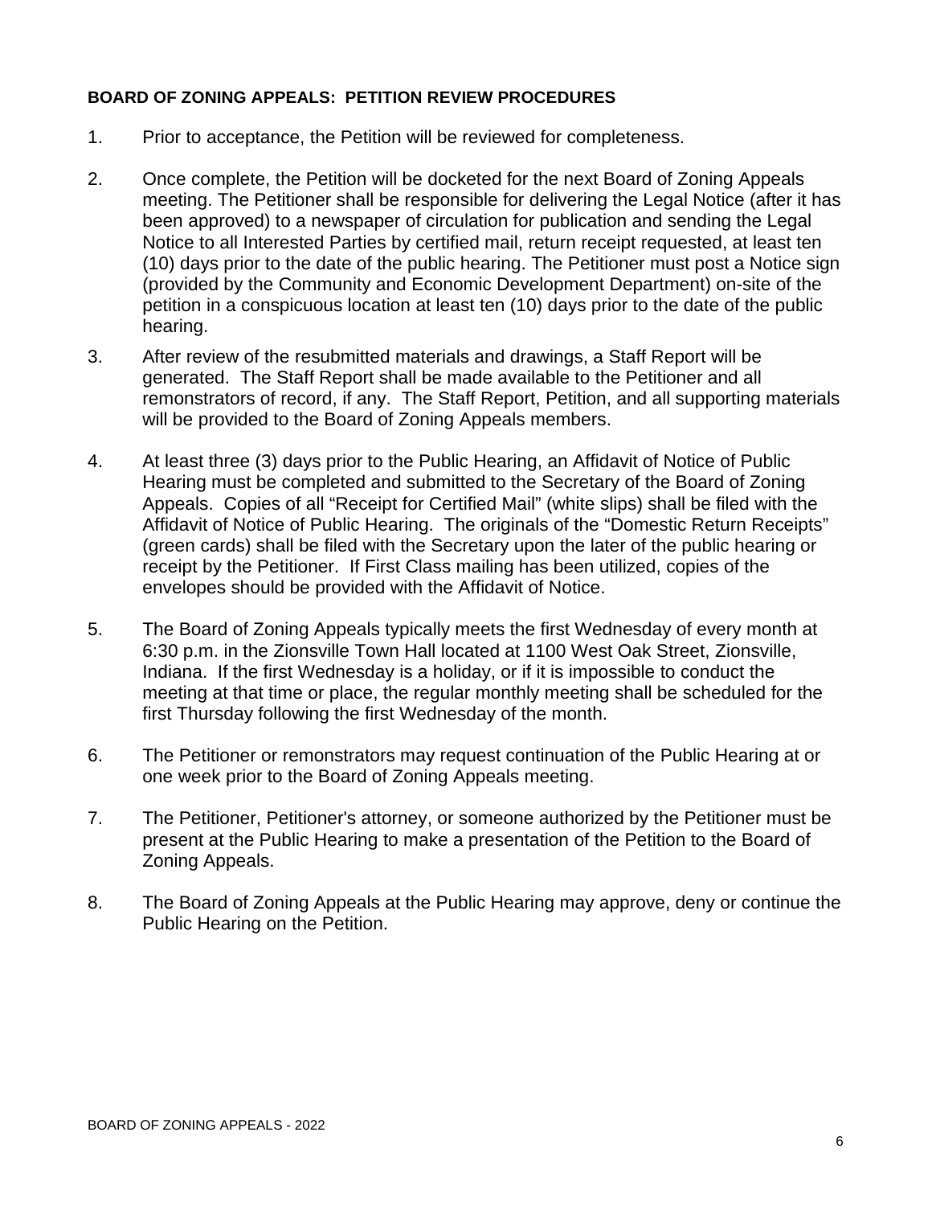**BOARD OF ZONING APPEALS: PETITION REVIEW PROCEDURES**

1. Prior to acceptance, the Petition will be reviewed for completeness.

2. Once complete, the Petition will be docketed for the next Board of Zoning Appeals meeting. The Petitioner shall be responsible for delivering the Legal Notice (after it has been approved) to a newspaper of circulation for publication and sending the Legal Notice to all Interested Parties by certified mail, return receipt requested, at least ten (10) days prior to the date of the public hearing. The Petitioner must post a Notice sign (provided by the Community and Economic Development Department) on-site of the petition in a conspicuous location at least ten (10) days prior to the date of the public hearing.

3. After review of the resubmitted materials and drawings, a Staff Report will be generated. The Staff Report shall be made available to the Petitioner and all remonstrators of record, if any. The Staff Report, Petition, and all supporting materials will be provided to the Board of Zoning Appeals members.

4. At least three (3) days prior to the Public Hearing, an Affidavit of Notice of Public Hearing must be completed and submitted to the Secretary of the Board of Zoning Appeals. Copies of all "Receipt for Certified Mail" (white slips) shall be filed with the Affidavit of Notice of Public Hearing. The originals of the "Domestic Return Receipts" (green cards) shall be filed with the Secretary upon the later of the public hearing or receipt by the Petitioner. If First Class mailing has been utilized, copies of the envelopes should be provided with the Affidavit of Notice.

5. The Board of Zoning Appeals typically meets the first Wednesday of every month at 6:30 p.m. in the Zionsville Town Hall located at 1100 West Oak Street, Zionsville, Indiana. If the first Wednesday is a holiday, or if it is impossible to conduct the meeting at that time or place, the regular monthly meeting shall be scheduled for the first Thursday following the first Wednesday of the month.

6. The Petitioner or remonstrators may request continuation of the Public Hearing at or one week prior to the Board of Zoning Appeals meeting.

7. The Petitioner, Petitioner's attorney, or someone authorized by the Petitioner must be present at the Public Hearing to make a presentation of the Petition to the Board of Zoning Appeals.

8. The Board of Zoning Appeals at the Public Hearing may approve, deny or continue the Public Hearing on the Petition.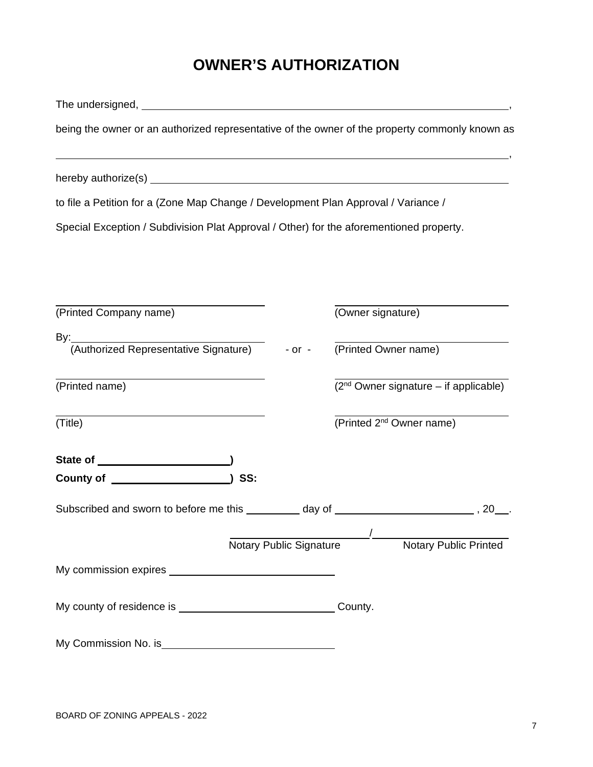# OWNER'S AUTHORIZATION

The undersigned, ______________________________________________________________,

being the owner or an authorized representative of the owner of the property commonly known as

______________________________________________________________________________,

hereby authorize(s) ______________________________________________________________

to file a Petition for a (Zone Map Change / Development Plan Approval / Variance /

Special Exception / Subdivision Plat Approval / Other) for the aforementioned property.

| | | |
|---|---|---|
| ______________________________ (Printed Company name) | | ______________________________ (Owner signature) |
| By: ___________________________ (Authorized Representative Signature) | - or - | ______________________________ (Printed Owner name) |
| ______________________________ (Printed name) | | ______________________________ (2nd Owner signature – if applicable) |
| ______________________________ (Title) | | ______________________________ (Printed 2nd Owner name) |

**State of ______________________)**

**County of ____________________) SS:**

Subscribed and sworn to before me this _________ day of ________________________ , 20___.

______________________ / ______________________
Notary Public Signature / Notary Public Printed

My commission expires ____________________________

My county of residence is ___________________________ County.

My Commission No. is____________________________

BOARD OF ZONING APPEALS - 2022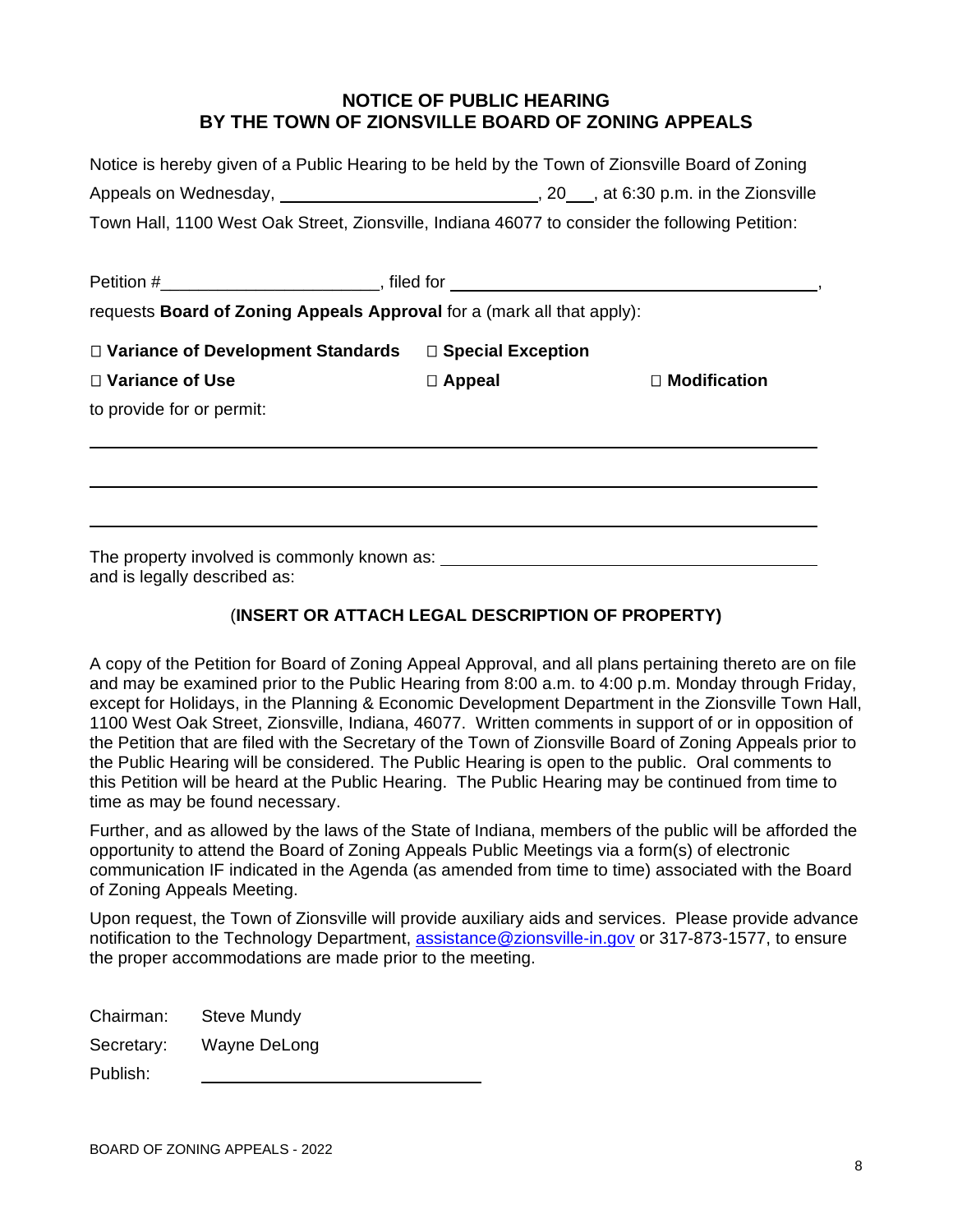## NOTICE OF PUBLIC HEARING
## BY THE TOWN OF ZIONSVILLE BOARD OF ZONING APPEALS

Notice is hereby given of a Public Hearing to be held by the Town of Zionsville Board of Zoning Appeals on Wednesday, ____________________________, 20___, at 6:30 p.m. in the Zionsville Town Hall, 1100 West Oak Street, Zionsville, Indiana 46077 to consider the following Petition:

Petition #______________________, filed for ________________________________________, requests **Board of Zoning Appeals Approval** for a (mark all that apply):

☐ **Variance of Development Standards** ☐ **Special Exception**

☐ **Variance of Use** ☐ **Appeal** ☐ **Modification**

to provide for or permit:

________________________________________________________________________

________________________________________________________________________

________________________________________________________________________

The property involved is commonly known as: ________________________________________
and is legally described as:

(**INSERT OR ATTACH LEGAL DESCRIPTION OF PROPERTY)**

A copy of the Petition for Board of Zoning Appeal Approval, and all plans pertaining thereto are on file and may be examined prior to the Public Hearing from 8:00 a.m. to 4:00 p.m. Monday through Friday, except for Holidays, in the Planning & Economic Development Department in the Zionsville Town Hall, 1100 West Oak Street, Zionsville, Indiana, 46077. Written comments in support of or in opposition of the Petition that are filed with the Secretary of the Town of Zionsville Board of Zoning Appeals prior to the Public Hearing will be considered. The Public Hearing is open to the public. Oral comments to this Petition will be heard at the Public Hearing. The Public Hearing may be continued from time to time as may be found necessary.

Further, and as allowed by the laws of the State of Indiana, members of the public will be afforded the opportunity to attend the Board of Zoning Appeals Public Meetings via a form(s) of electronic communication IF indicated in the Agenda (as amended from time to time) associated with the Board of Zoning Appeals Meeting.

Upon request, the Town of Zionsville will provide auxiliary aids and services. Please provide advance notification to the Technology Department, assistance@zionsville-in.gov or 317-873-1577, to ensure the proper accommodations are made prior to the meeting.

Chairman: Steve Mundy

Secretary: Wayne DeLong

Publish: ____________________________

BOARD OF ZONING APPEALS - 2022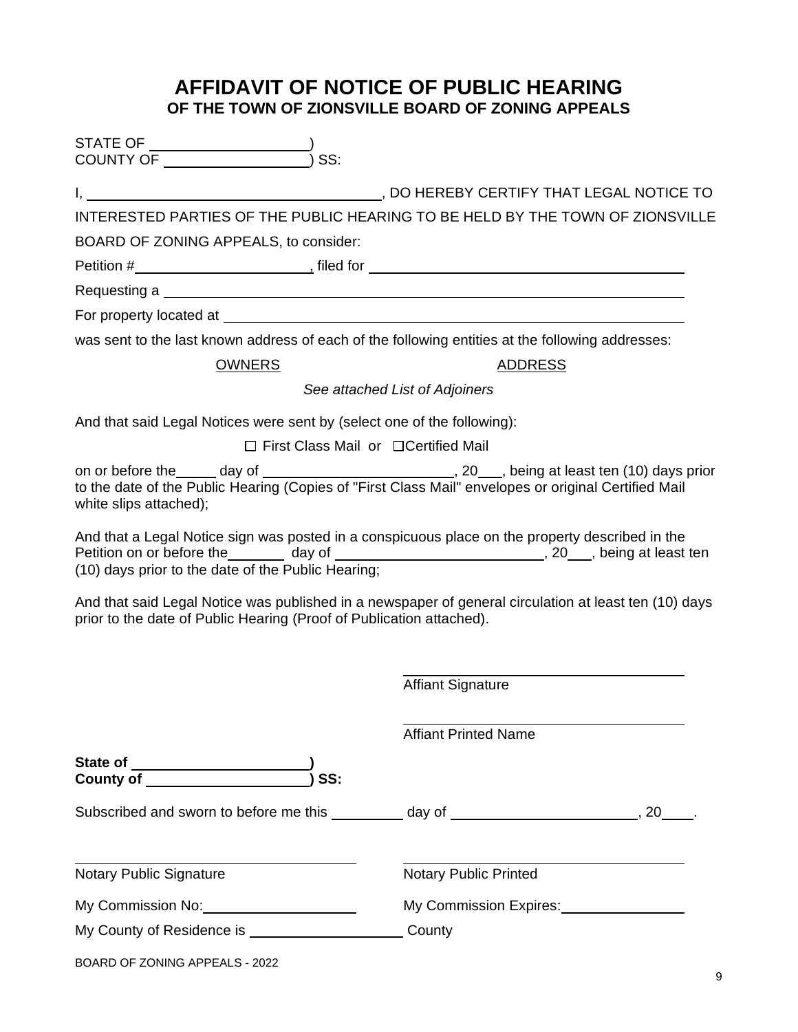# AFFIDAVIT OF NOTICE OF PUBLIC HEARING
## OF THE TOWN OF ZIONSVILLE BOARD OF ZONING APPEALS

STATE OF ____________________)
COUNTY OF __________________) SS:

I, ____________________________________, DO HEREBY CERTIFY THAT LEGAL NOTICE TO INTERESTED PARTIES OF THE PUBLIC HEARING TO BE HELD BY THE TOWN OF ZIONSVILLE BOARD OF ZONING APPEALS, to consider:

Petition #______________________, filed for ________________________________________

Requesting a ____________________________________________________________________

For property located at ____________________________________________________________

was sent to the last known address of each of the following entities at the following addresses:

| OWNERS | ADDRESS |
|---|---|

*See attached List of Adjoiners*

And that said Legal Notices were sent by (select one of the following):

☐ First Class Mail or ☐Certified Mail

on or before the_____ day of ________________________, 20___, being at least ten (10) days prior to the date of the Public Hearing (Copies of "First Class Mail" envelopes or original Certified Mail white slips attached);

And that a Legal Notice sign was posted in a conspicuous place on the property described in the Petition on or before the_______ day of __________________________, 20___, being at least ten (10) days prior to the date of the Public Hearing;

And that said Legal Notice was published in a newspaper of general circulation at least ten (10) days prior to the date of Public Hearing (Proof of Publication attached).

____________________________________
Affiant Signature

____________________________________
Affiant Printed Name

**State of ______________________)**
**County of ____________________) SS:**

Subscribed and sworn to before me this _________ day of _______________________, 20____.

____________________________________
Notary Public Signature

____________________________________
Notary Public Printed

My Commission No:____________________

My Commission Expires:________________

My County of Residence is ____________________ County

BOARD OF ZONING APPEALS - 2022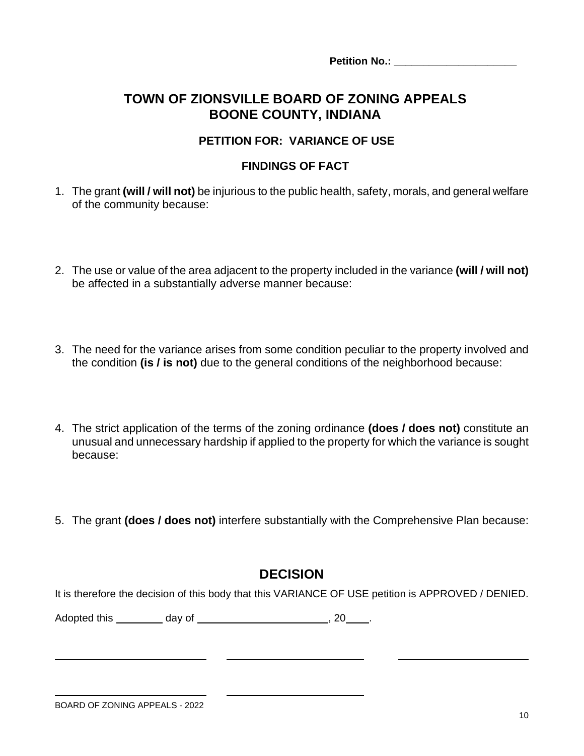Petition No.: ____________________

# TOWN OF ZIONSVILLE BOARD OF ZONING APPEALS
# BOONE COUNTY, INDIANA

## PETITION FOR: VARIANCE OF USE

## FINDINGS OF FACT

1. The grant **(will / will not)** be injurious to the public health, safety, morals, and general welfare of the community because:

2. The use or value of the area adjacent to the property included in the variance **(will / will not)** be affected in a substantially adverse manner because:

3. The need for the variance arises from some condition peculiar to the property involved and the condition **(is / is not)** due to the general conditions of the neighborhood because:

4. The strict application of the terms of the zoning ordinance **(does / does not)** constitute an unusual and unnecessary hardship if applied to the property for which the variance is sought because:

5. The grant **(does / does not)** interfere substantially with the Comprehensive Plan because:

## DECISION

It is therefore the decision of this body that this VARIANCE OF USE petition is APPROVED / DENIED.

Adopted this ________ day of ______________________, 20____.

_________________________ _________________________ _________________________

_________________________ _________________________

BOARD OF ZONING APPEALS - 2022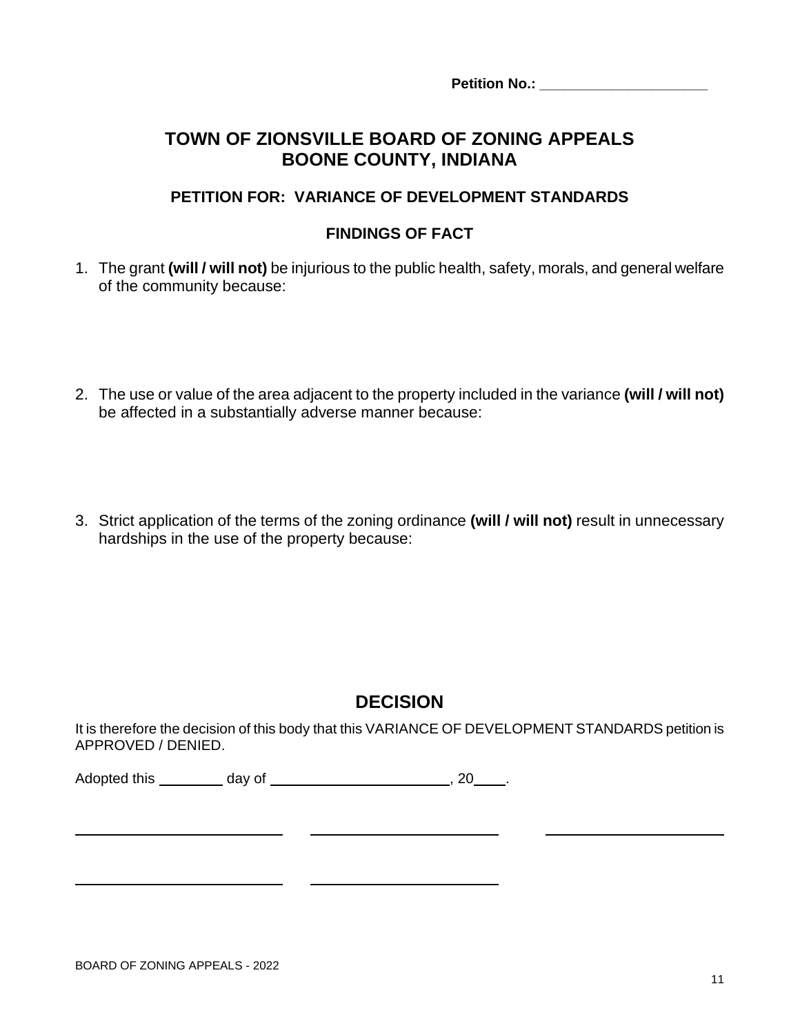**Petition No.: ______________________**

# TOWN OF ZIONSVILLE BOARD OF ZONING APPEALS
# BOONE COUNTY, INDIANA

### PETITION FOR: VARIANCE OF DEVELOPMENT STANDARDS

### FINDINGS OF FACT

1. The grant **(will / will not)** be injurious to the public health, safety, morals, and general welfare of the community because:

2. The use or value of the area adjacent to the property included in the variance **(will / will not)** be affected in a substantially adverse manner because:

3. Strict application of the terms of the zoning ordinance **(will / will not)** result in unnecessary hardships in the use of the property because:

## DECISION

It is therefore the decision of this body that this VARIANCE OF DEVELOPMENT STANDARDS petition is APPROVED / DENIED.

Adopted this ________ day of ______________________, 20____.

____________________________ ____________________________ ____________________________

____________________________ ____________________________

BOARD OF ZONING APPEALS - 2022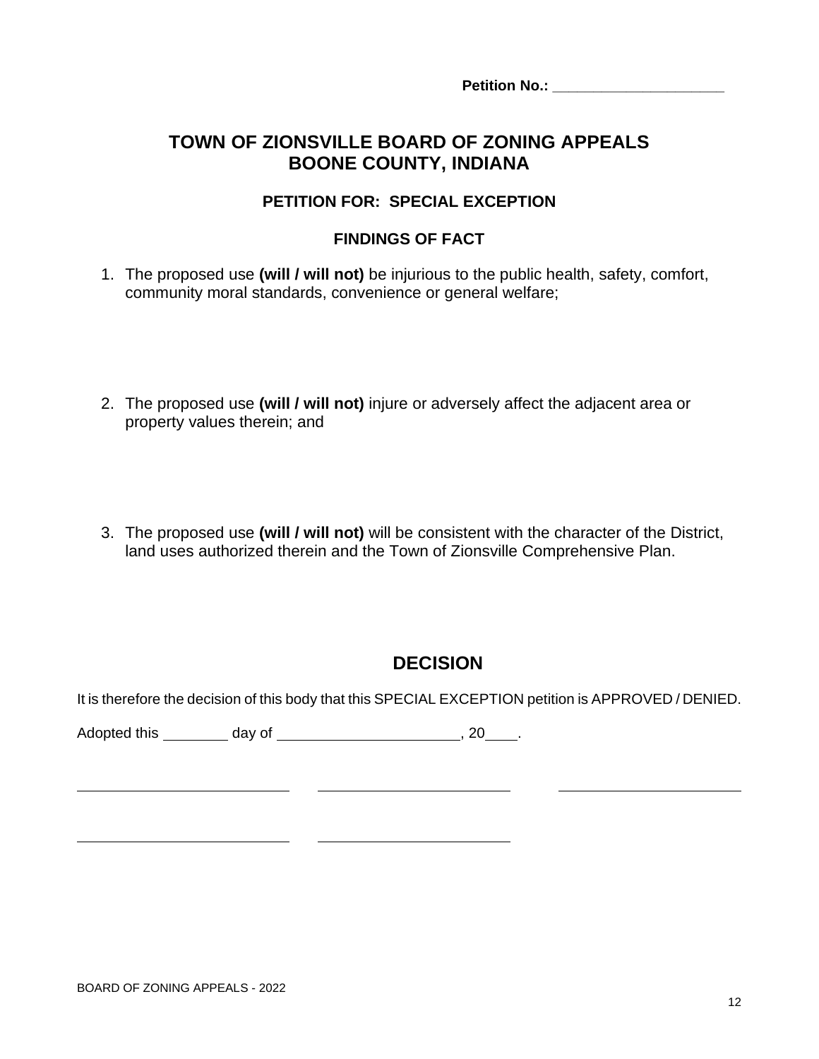**Petition No.: ______________________**

# TOWN OF ZIONSVILLE BOARD OF ZONING APPEALS
# BOONE COUNTY, INDIANA

### PETITION FOR: SPECIAL EXCEPTION

### FINDINGS OF FACT

1. The proposed use **(will / will not)** be injurious to the public health, safety, comfort, community moral standards, convenience or general welfare;

2. The proposed use **(will / will not)** injure or adversely affect the adjacent area or property values therein; and

3. The proposed use **(will / will not)** will be consistent with the character of the District, land uses authorized therein and the Town of Zionsville Comprehensive Plan.

## DECISION

It is therefore the decision of this body that this SPECIAL EXCEPTION petition is APPROVED / DENIED.

Adopted this ________ day of ______________________, 20____.

___________________________ ________________________ ________________________

___________________________ ________________________

BOARD OF ZONING APPEALS - 2022